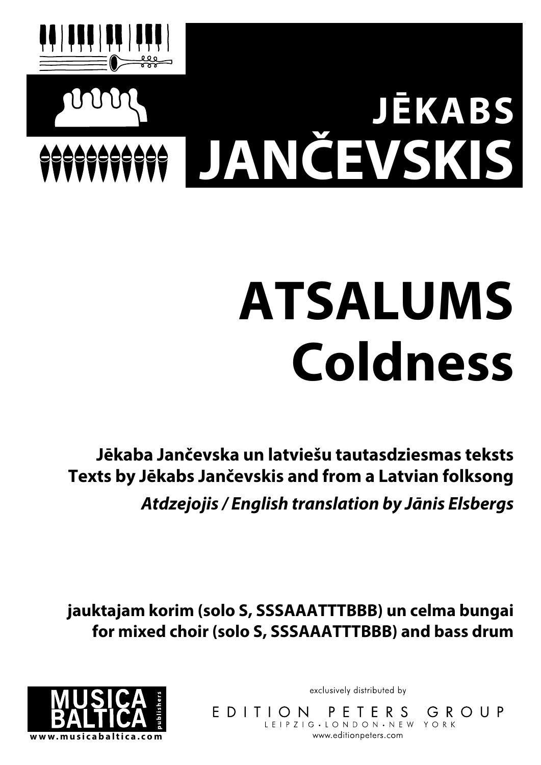# JĒKABS JANČEVSKIS

# ATSALUMS
# Coldness

**Jēkaba Jančevska un latviešu tautasdziesmas teksts**
**Texts by Jēkabs Jančevskis and from a Latvian folksong**
***Atdzejojis / English translation by Jānis Elsbergs***

**jauktajam korim (solo S, SSSAAATTTBBB) un celma bungai**
**for mixed choir (solo S, SSSAAATTTBBB) and bass drum**

MUSICA BALTICA publishers
www.musicabaltica.com

exclusively distributed by
EDITION PETERS GROUP
LEIPZIG • LONDON • NEW YORK
www.editionpeters.com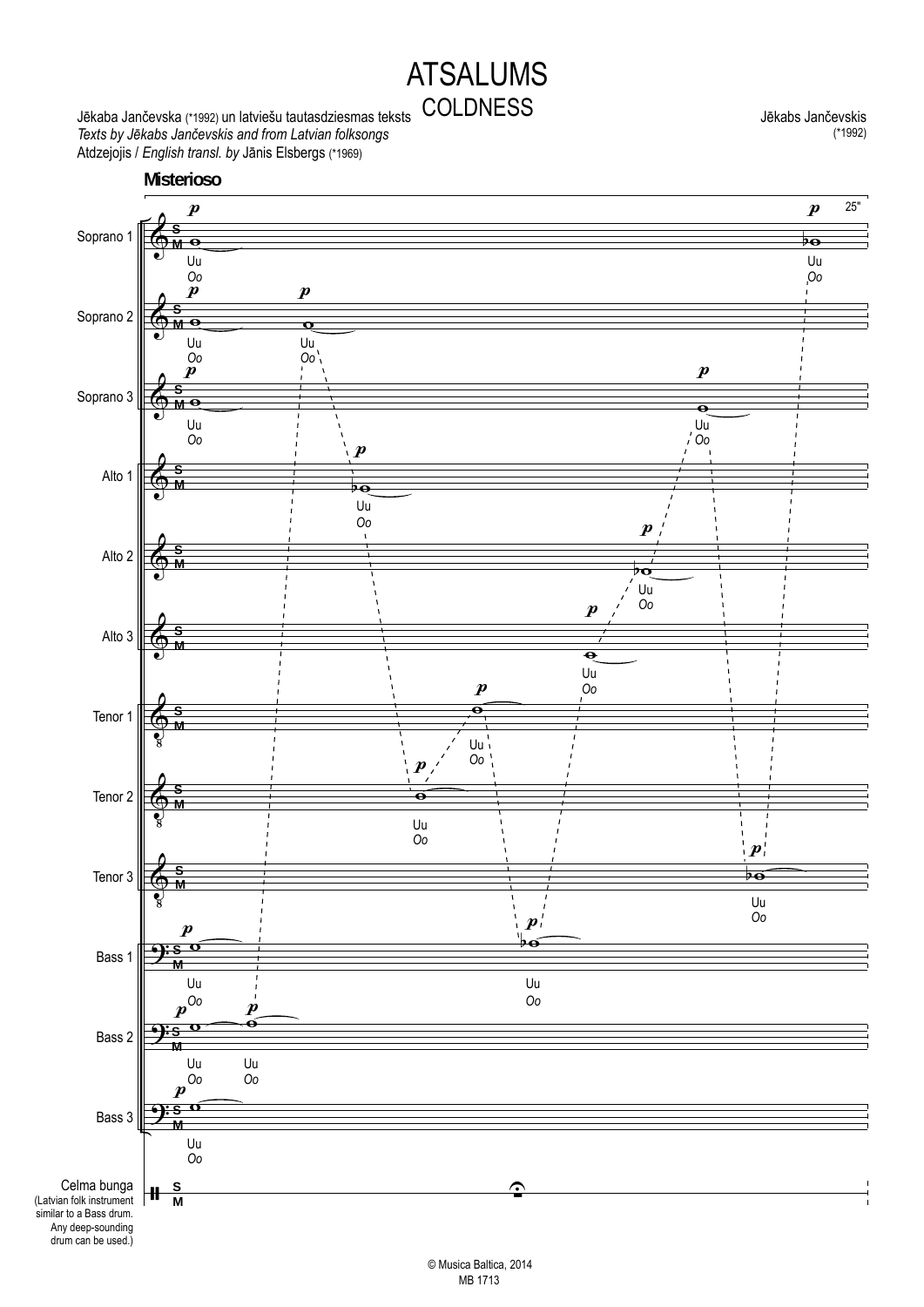# ATSALUMS

## COLDNESS

Jēkaba Jančevska (*1992) un latviešu tautasdziesmas teksts
*Texts by Jēkabs Jančevskis and from Latvian folksongs*
Atdzejojis / *English transl. by* Jānis Elsbergs (*1969)

Jēkabs Jančevskis
(*1992)

**Misterioso**

Soprano 1, Soprano 2, Soprano 3, Alto 1, Alto 2, Alto 3, Tenor 1, Tenor 2, Tenor 3, Bass 1, Bass 2, Bass 3

Celma bunga
(Latvian folk instrument similar to a Bass drum. Any deep-sounding drum can be used.)

© Musica Baltica, 2014
MB 1713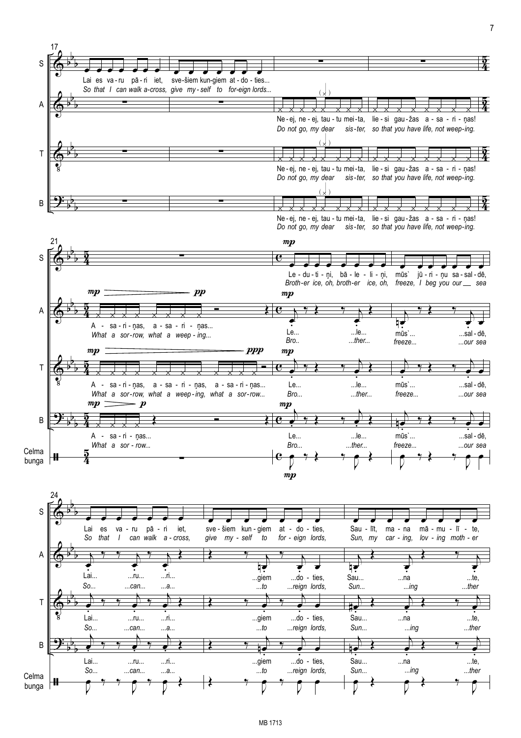**17**

**S:** Lai es va - ru pā - ri iet, sve - šiem kun - giem at - do - ties...
*So that I can walk a - cross, give my - self to for - eign lords...*

**A:** Ne - ej, ne - ej, tau - tu mei - ta, lie - si gau - žas a - sa - ri - ņas!
*Do not go, my dear sis - ter, so that you have life, not weep - ing.*

**T:** Ne - ej, ne - ej, tau - tu mei - ta, lie - si gau - žas a - sa - ri - ņas!
*Do not go, my dear sis - ter, so that you have life, not weep - ing.*

**B:** Ne - ej, ne - ej, tau - tu mei - ta, lie - si gau - žas a - sa - ri - ņas!
*Do not go, my dear sis - ter, so that you have life, not weep - ing.*

**21**

**S:** *mp* Le - du - ti - ņi, bā - le - li - ņi, mūs` jū - ri - ņu sa - sal - dē,
*Broth - er ice, oh, broth - er ice, oh, freeze, I beg you our sea*

**A:** *mp* — *pp* A - sa - ri - ņas, a - sa - ri - ņas...
*What a sor - row, what a weep - ing...*
*mp* Le... ...le... mūs`... ...sal - dē,
*Bro.. ...ther... freeze... ...our sea*

**T:** *mp* — *ppp* A - sa - ri - ņas, a - sa - ri - ņas, a - sa - ri - ņas...
*What a sor - row, what a weep - ing, what a sor - row...*
*mp* Le... ...le... mūs`... ...sal - dē,
*Bro... ...ther... freeze... ...our sea*

**B:** *mp* — *p* A - sa - ri - ņas...
*What a sor - row...*
*mp* Le... ...le... mūs`... ...sal - dē,
*Bro... ...ther... freeze... ...our sea*

**Celma bunga:** *mp*

**24**

**S:** Lai es va - ru pā - ri iet, sve - šiem kun - giem at - do - ties, Sau - līt, ma - na mā - mu - lī - te,
*So that I can walk a - cross, give my - self to for - eign lords, Sun, my car - ing, lov - ing moth - er*

**A:** Lai... ...ru... ...ri... ...giem ...do - ties, Sau... ...na ...te,
*So... ...can... ...a... ...to ...reign lords, Sun... ...ing ...ther*

**T:** Lai... ...ru... ...ri... ...giem ...do - ties, Sau... ...na ...te,
*So... ...can... ...a... ...to ...reign lords, Sun... ...ing ...ther*

**B:** Lai... ...ru... ...ri... ...giem ...do - ties, Sau... ...na ...te,
*So... ...can... ...a... ...to ...reign lords, Sun... ...ing ...ther*

**Celma bunga**

MB 1713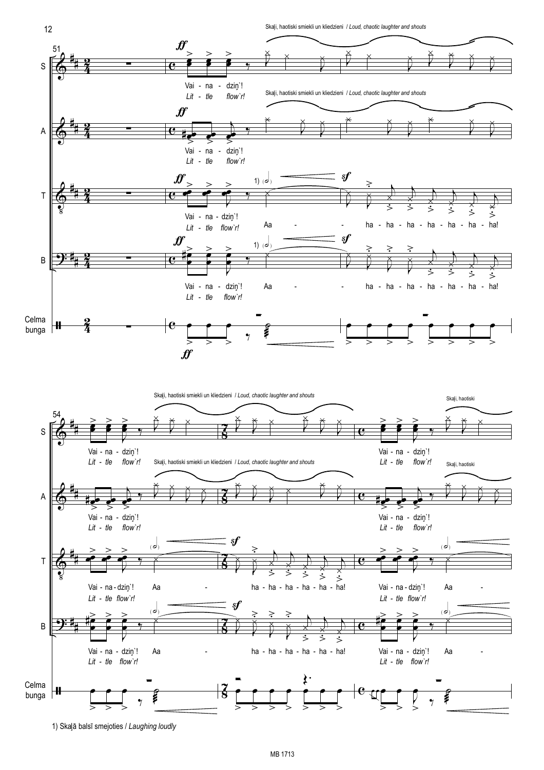Skaļi, haotiski smiekli un kliedzieni / *Loud, chaotic laughter and shouts*

Vai - na - dziņ`! *Lit - tle flow`r!*

Aa - ha - ha - ha - ha - ha - ha - ha!

Vai - na - dziņ`! *Lit - tle flow`r!*

Aa - ha - ha - ha - ha - ha - ha!

Skaļi, haotiski

Celma bunga

1) Skaļā balsī smejoties / *Laughing loudly*

MB 1713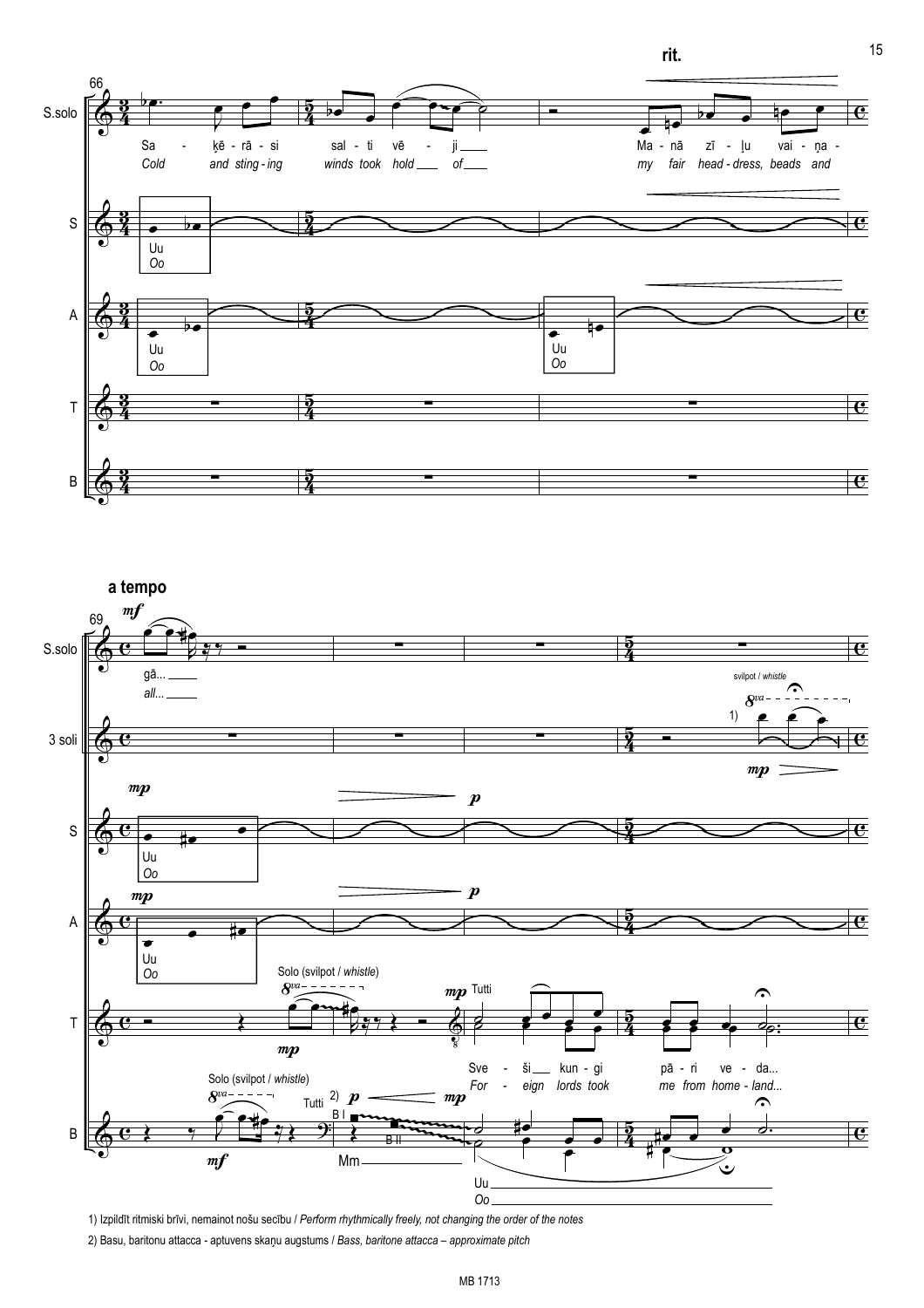1) Izpildīt ritmiski brīvi, nemainot nošu secību / *Perform rhythmically freely, not changing the order of the notes*

2) Basu, baritonu attacca - aptuvens skaņu augstums / *Bass, baritone attacca – approximate pitch*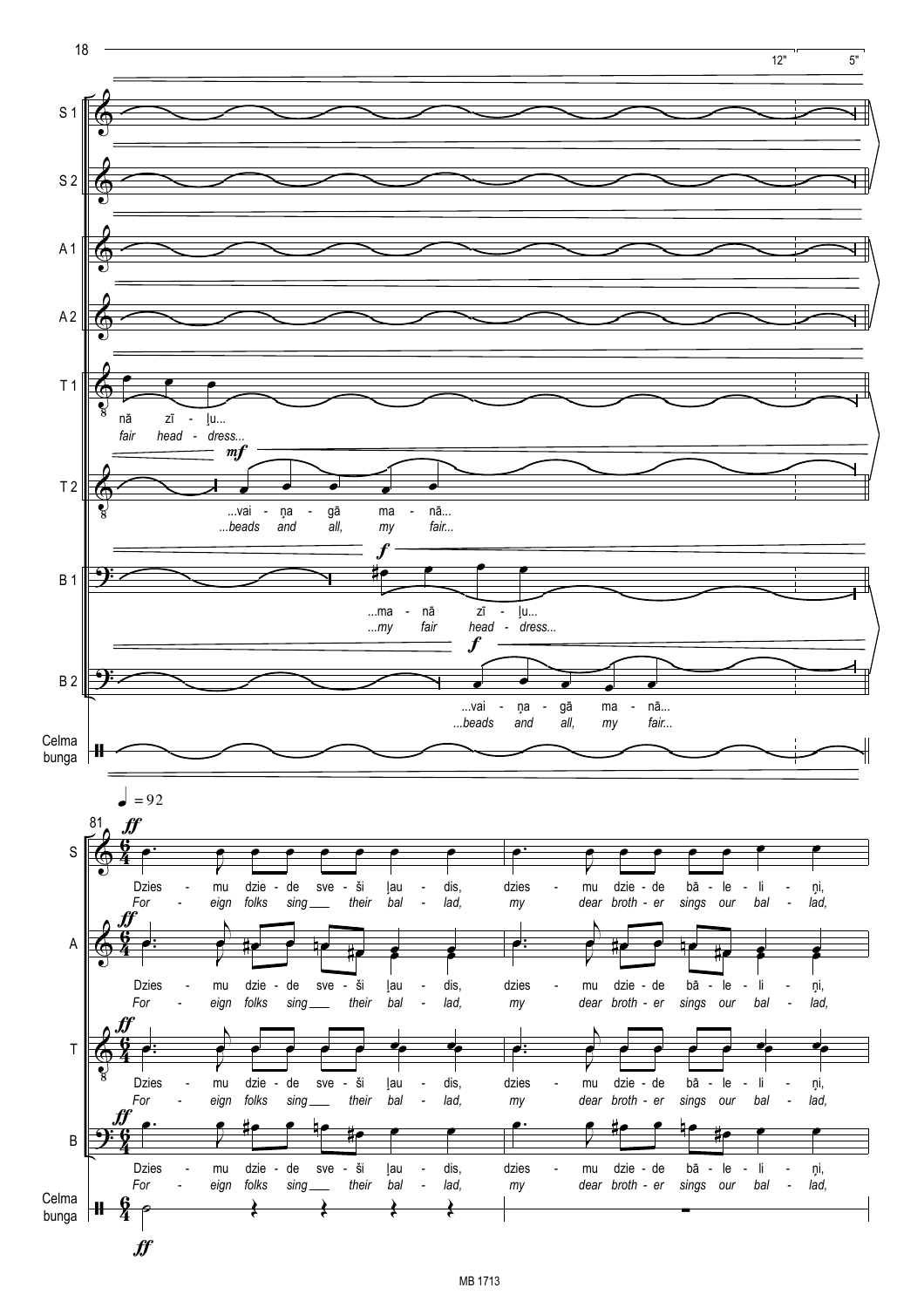12" 5"

S 1

S 2

A 1

A 2

T 1: nā zī - ļu...
*fair head - dress...*

*mf*

T 2: ...vai - ņa - gā ma - nā...
*...beads and all, my fair...*

*f*

B 1: ...ma - nā zī - ļu...
*...my fair head - dress...*

*f*

B 2: ...vai - ņa - gā ma - nā...
*...beads and all, my fair...*

Celma bunga

♩ = 92

81 *ff*

S: Dzies - mu dzie - de sve - ši ļau - dis, dzies - mu dzie - de bā - le - li - ņi,
*For - eign folks sing their bal - lad, my dear broth - er sings our bal - lad,*

A: Dzies - mu dzie - de sve - ši ļau - dis, dzies - mu dzie - de bā - le - li - ņi,
*For - eign folks sing their bal - lad, my dear broth - er sings our bal - lad,*

T: Dzies - mu dzie - de sve - ši ļau - dis, dzies - mu dzie - de bā - le - li - ņi,
*For - eign folks sing their bal - lad, my dear broth - er sings our bal - lad,*

B: Dzies - mu dzie - de sve - ši ļau - dis, dzies - mu dzie - de bā - le - li - ņi,
*For - eign folks sing their bal - lad, my dear broth - er sings our bal - lad,*

Celma bunga *ff*

MB 1713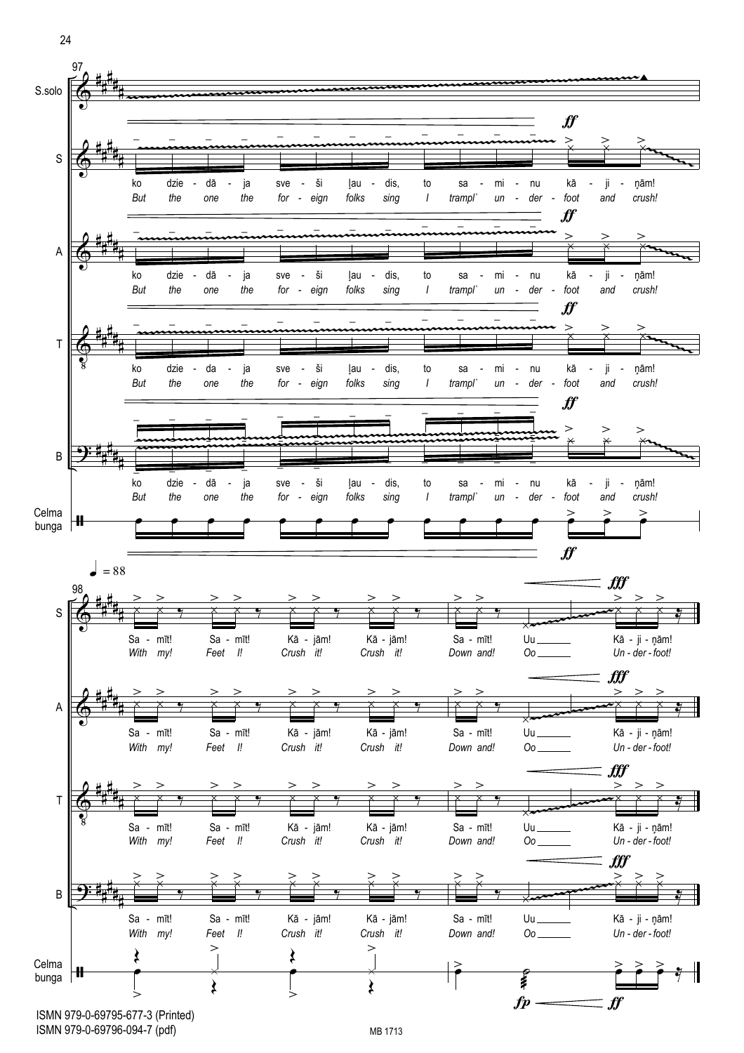97

S.solo

S
ko dzie - dā - ja sve - ši ļau - dis, to sa - mi - nu kā - ji - ņām!
*But the one the for - eign folks sing I trampl` un - der - foot and crush!*

A
ko dzie - dā - ja sve - ši ļau - dis, to sa - mi - nu kā - ji - ņām!
*But the one the for - eign folks sing I trampl` un - der - foot and crush!*

T
ko dzie - da - ja sve - ši ļau - dis, to sa - mi - nu kā - ji - ņām!
*But the one the for - eign folks sing I trampl` un - der - foot and crush!*

B
ko dzie - dā - ja sve - ši ļau - dis, to sa - mi - nu kā - ji - ņām!
*But the one the for - eign folks sing I trampl` un - der - foot and crush!*

Celma bunga

ff

♩ = 88

98

S
Sa - mīt! Sa - mīt! Kā - jām! Kā - jām! Sa - mīt! Uu Kā - ji - ņām!
*With my! Feet I! Crush it! Crush it! Down and! Oo Un - der - foot!*

A
Sa - mīt! Sa - mīt! Kā - jām! Kā - jām! Sa - mīt! Uu Kā - ji - ņām!
*With my! Feet I! Crush it! Crush it! Down and! Oo Un - der - foot!*

T
Sa - mīt! Sa - mīt! Kā - jām! Kā - jām! Sa - mīt! Uu Kā - ji - ņām!
*With my! Feet I! Crush it! Crush it! Down and! Oo Un - der - foot!*

B
Sa - mīt! Sa - mīt! Kā - jām! Kā - jām! Sa - mīt! Uu Kā - ji - ņām!
*With my! Feet I! Crush it! Crush it! Down and! Oo Un - der - foot!*

Celma bunga

fff

fp ff